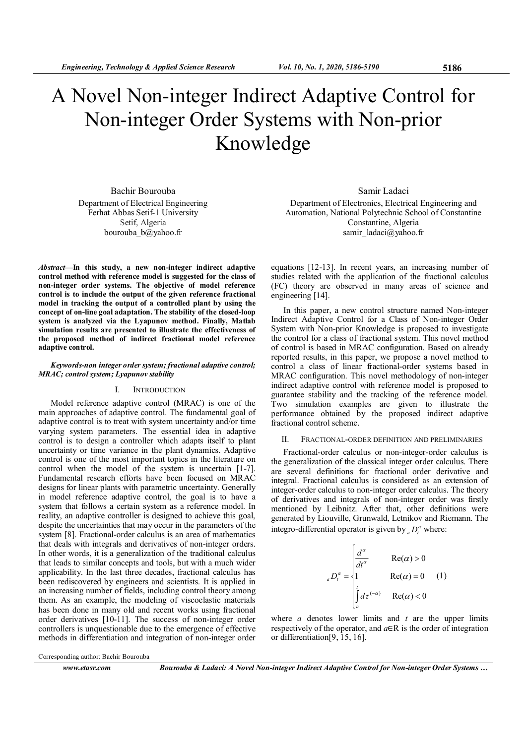# A Novel Non-integer Indirect Adaptive Control for Non-integer Order Systems with Non-prior Knowledge

Bachir Bourouba
Department of Electrical Engineering
Ferhat Abbas Setif-1 University
Setif, Algeria
bourouba_b@yahoo.fr

Samir Ladaci
Department of Electronics, Electrical Engineering and Automation, National Polytechnic School of Constantine
Constantine, Algeria
samir_ladaci@yahoo.fr

***Abstract*—In this study, a new non-integer indirect adaptive control method with reference model is suggested for the class of non-integer order systems. The objective of model reference control is to include the output of the given reference fractional model in tracking the output of a controlled plant by using the concept of on-line goal adaptation. The stability of the closed-loop system is analyzed via the Lyapunov method. Finally, Matlab simulation results are presented to illustrate the effectiveness of the proposed method of indirect fractional model reference adaptive control.**

***Keywords-non integer order system; fractional adaptive control; MRAC; control system; Lyapunov stability***

## I. Introduction

Model reference adaptive control (MRAC) is one of the main approaches of adaptive control. The fundamental goal of adaptive control is to treat with system uncertainty and/or time varying system parameters. The essential idea in adaptive control is to design a controller which adapts itself to plant uncertainty or time variance in the plant dynamics. Adaptive control is one of the most important topics in the literature on control when the model of the system is uncertain [1-7]. Fundamental research efforts have been focused on MRAC designs for linear plants with parametric uncertainty. Generally in model reference adaptive control, the goal is to have a system that follows a certain system as a reference model. In reality, an adaptive controller is designed to achieve this goal, despite the uncertainties that may occur in the parameters of the system [8]. Fractional-order calculus is an area of mathematics that deals with integrals and derivatives of non-integer orders. In other words, it is a generalization of the traditional calculus that leads to similar concepts and tools, but with a much wider applicability. In the last three decades, fractional calculus has been rediscovered by engineers and scientists. It is applied in an increasing number of fields, including control theory among them. As an example, the modeling of viscoelastic materials has been done in many old and recent works using fractional order derivatives [10-11]. The success of non-integer order controllers is unquestionable due to the emergence of effective methods in differentiation and integration of non-integer order equations [12-13]. In recent years, an increasing number of studies related with the application of the fractional calculus (FC) theory are observed in many areas of science and engineering [14].

In this paper, a new control structure named Non-integer Indirect Adaptive Control for a Class of Non-integer Order System with Non-prior Knowledge is proposed to investigate the control for a class of fractional system. This novel method of control is based in MRAC configuration. Based on already reported results, in this paper, we propose a novel method to control a class of linear fractional-order systems based in MRAC configuration. This novel methodology of non-integer indirect adaptive control with reference model is proposed to guarantee stability and the tracking of the reference model. Two simulation examples are given to illustrate the performance obtained by the proposed indirect adaptive fractional control scheme.

## II. Fractional-order definition and preliminaries

Fractional-order calculus or non-integer-order calculus is the generalization of the classical integer order calculus. There are several definitions for fractional order derivative and integral. Fractional calculus is considered as an extension of integer-order calculus to non-integer order calculus. The theory of derivatives and integrals of non-integer order was firstly mentioned by Leibnitz. After that, other definitions were generated by Liouville, Grunwald, Letnikov and Riemann. The integro-differential operator is given by ${}_aD_t^{\alpha}$ where:

$$
{}_aD_t^{\alpha} = \begin{cases} \dfrac{d^{\alpha}}{dt^{\alpha}} & \mathrm{Re}(\alpha) > 0 \\ 1 & \mathrm{Re}(\alpha) = 0 \\ \displaystyle\int_a^t d\tau^{(-\alpha)} & \mathrm{Re}(\alpha) < 0 \end{cases} \quad (1)
$$

where $a$ denotes lower limits and $t$ are the upper limits respectively of the operator, and $a \in \mathrm{R}$ is the order of integration or differentiation[9, 15, 16].

Corresponding author: Bachir Bourouba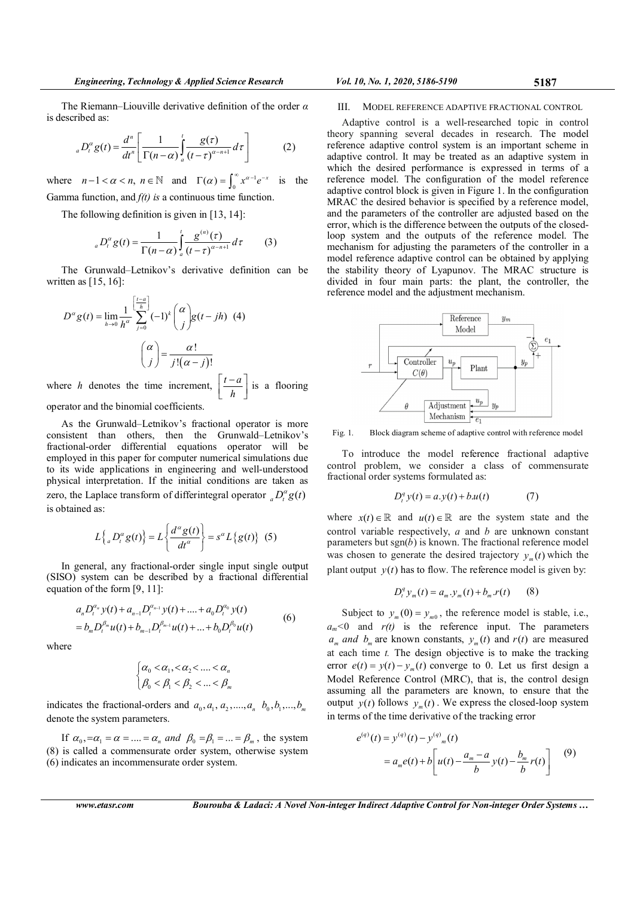The Riemann–Liouville derivative definition of the order $\alpha$ is described as:

$$ {}_aD_t^{\alpha} g(t) = \frac{d^n}{dt^n}\left[\frac{1}{\Gamma(n-\alpha)}\int_a^t \frac{g(\tau)}{(t-\tau)^{\alpha-n+1}}d\tau\right] \quad (2) $$

where $n-1<\alpha<n,\ n\in\mathbb{N}$ and $\Gamma(\alpha)=\int_0^{\infty} x^{\alpha-1}e^{-x}$ is the Gamma function, and $f(t)$ is a continuous time function.

The following definition is given in [13, 14]:

$$ {}_aD_t^{\alpha} g(t) = \frac{1}{\Gamma(n-\alpha)}\int_a^t \frac{g^{(n)}(\tau)}{(t-\tau)^{\alpha-n+1}}d\tau \quad (3) $$

The Grunwald–Letnikov's derivative definition can be written as [15, 16]:

$$ D^{\alpha} g(t) = \lim_{h\to 0}\frac{1}{h^{\alpha}}\sum_{j=0}^{\left[\frac{t-a}{h}\right]}(-1)^k\binom{\alpha}{j}g(t-jh) \quad (4) $$

$$ \binom{\alpha}{j} = \frac{\alpha!}{j!(\alpha-j)!} $$

where $h$ denotes the time increment, $\left[\frac{t-a}{h}\right]$ is a flooring operator and the binomial coefficients.

As the Grunwald–Letnikov's fractional operator is more consistent than others, then the Grunwald–Letnikov's fractional-order differential equations operator will be employed in this paper for computer numerical simulations due to its wide applications in engineering and well-understood physical interpretation. If the initial conditions are taken as zero, the Laplace transform of differintegral operator ${}_aD_t^{\alpha} g(t)$ is obtained as:

$$ L\left\{{}_aD_t^{\alpha} g(t)\right\} = L\left\{\frac{d^{\alpha}g(t)}{dt^{\alpha}}\right\} = s^{\alpha}L\left\{g(t)\right\} \quad (5) $$

In general, any fractional-order single input single output (SISO) system can be described by a fractional differential equation of the form [9, 11]:

$$ \begin{aligned} &a_n D_t^{\alpha_n} y(t) + a_{n-1}D_t^{\alpha_{n-1}} y(t) + .... + a_0 D_t^{\alpha_0} y(t) \\ &= b_m D_t^{\beta_m} u(t) + b_{m-1}D_t^{\beta_{m-1}} u(t) + ... + b_0 D_t^{\beta_0} u(t) \end{aligned} \quad (6) $$

where

$$ \begin{cases} \alpha_0 < \alpha_1, < \alpha_2 < .... < \alpha_n \\ \beta_0 < \beta_1 < \beta_2 < ... < \beta_m \end{cases} $$

indicates the fractional-orders and $a_0, a_1, a_2, ...., a_n$ $b_0, b_1, ..., b_m$ denote the system parameters.

If $\alpha_0, =\alpha_1 = \alpha = .... = \alpha_n$ *and* $\beta_0 = \beta_1 = ... = \beta_m$, the system (8) is called a commensurate order system, otherwise system (6) indicates an incommensurate order system.

## III. Model Reference Adaptive Fractional Control

Adaptive control is a well-researched topic in control theory spanning several decades in research. The model reference adaptive control system is an important scheme in adaptive control. It may be treated as an adaptive system in which the desired performance is expressed in terms of a reference model. The configuration of the model reference adaptive control block is given in Figure 1. In the configuration MRAC the desired behavior is specified by a reference model, and the parameters of the controller are adjusted based on the error, which is the difference between the outputs of the closed-loop system and the outputs of the reference model. The mechanism for adjusting the parameters of the controller in a model reference adaptive control can be obtained by applying the stability theory of Lyapunov. The MRAC structure is divided in four main parts: the plant, the controller, the reference model and the adjustment mechanism.

Fig. 1. Block diagram scheme of adaptive control with reference model

To introduce the model reference fractional adaptive control problem, we consider a class of commensurate fractional order systems formulated as:

$$ D_t^q y(t) = a.y(t) + b.u(t) \quad (7) $$

where $x(t)\in\mathbb{R}$ and $u(t)\in\mathbb{R}$ are the system state and the control variable respectively, $a$ and $b$ are unknown constant parameters but sgn($b$) is known. The fractional reference model was chosen to generate the desired trajectory $y_m(t)$ which the plant output $y(t)$ has to flow. The reference model is given by:

$$ D_t^q y_m(t) = a_m.y_m(t) + b_m.r(t) \quad (8) $$

Subject to $y_m(0) = y_{m0}$, the reference model is stable, i.e., $a_m<0$ and $r(t)$ is the reference input. The parameters $a_m$ *and* $b_m$ are known constants, $y_m(t)$ and $r(t)$ are measured at each time $t$. The design objective is to make the tracking error $e(t) = y(t) - y_m(t)$ converge to 0. Let us first design a Model Reference Control (MRC), that is, the control design assuming all the parameters are known, to ensure that the output $y(t)$ follows $y_m(t)$. We express the closed-loop system in terms of the time derivative of the tracking error

$$ \begin{aligned} e^{(q)}(t) &= y^{(q)}(t) - y^{(q)}{}_m(t) \\ &= a_m e(t) + b\left[u(t) - \frac{a_m - a}{b}y(t) - \frac{b_m}{b}r(t)\right] \end{aligned} \quad (9) $$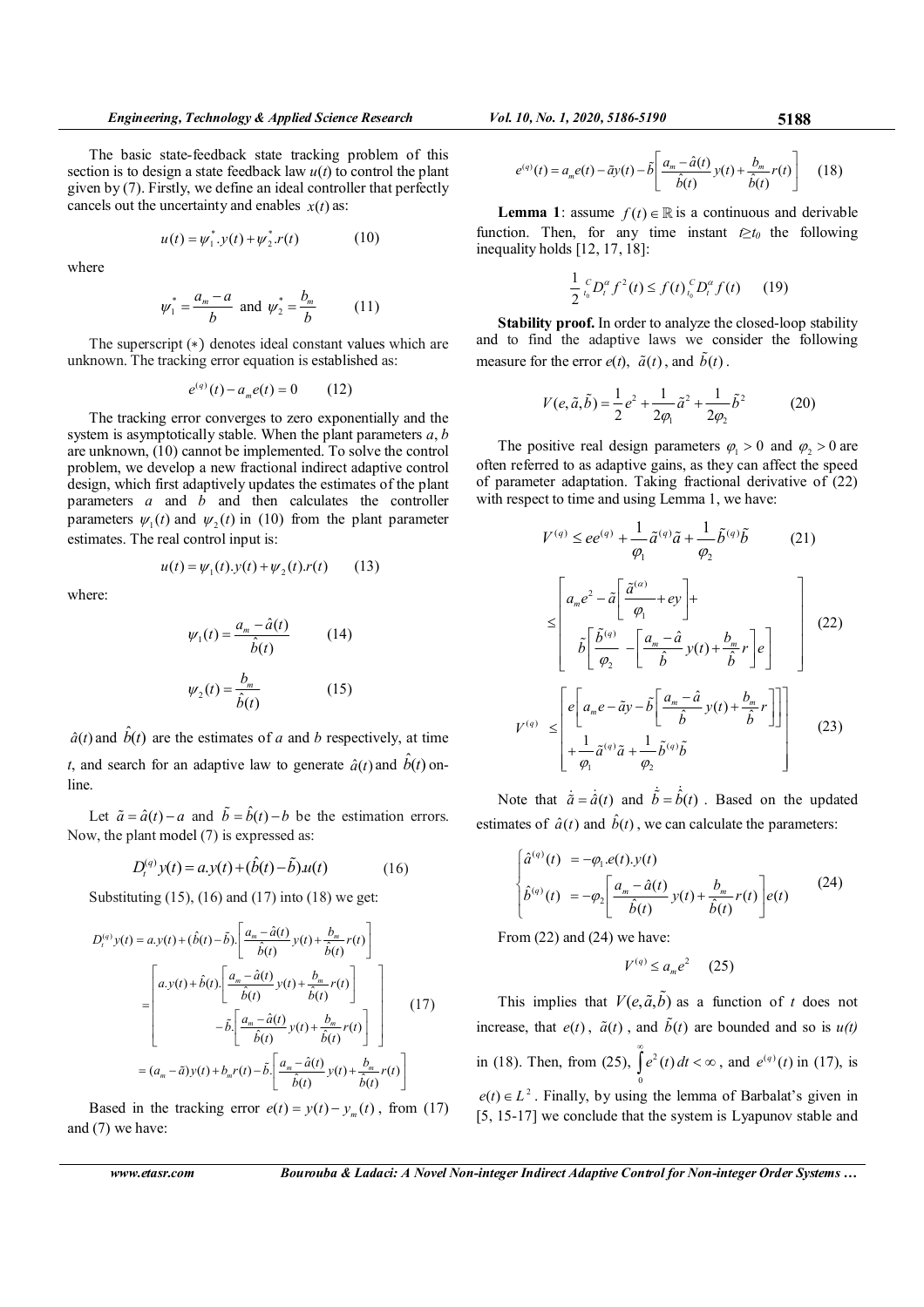The basic state-feedback state tracking problem of this section is to design a state feedback law $u(t)$ to control the plant given by (7). Firstly, we define an ideal controller that perfectly cancels out the uncertainty and enables $x(t)$ as:

$$u(t) = \psi_1^* . y(t) + \psi_2^* . r(t) \qquad (10)$$

where

$$\psi_1^* = \frac{a_m - a}{b} \text{ and } \psi_2^* = \frac{b_m}{b} \qquad (11)$$

The superscript (∗) denotes ideal constant values which are unknown. The tracking error equation is established as:

$$e^{(q)}(t) - a_m e(t) = 0 \qquad (12)$$

The tracking error converges to zero exponentially and the system is asymptotically stable. When the plant parameters $a$, $b$ are unknown, (10) cannot be implemented. To solve the control problem, we develop a new fractional indirect adaptive control design, which first adaptively updates the estimates of the plant parameters $a$ and $b$ and then calculates the controller parameters $\psi_1(t)$ and $\psi_2(t)$ in (10) from the plant parameter estimates. The real control input is:

$$u(t) = \psi_1(t).y(t) + \psi_2(t).r(t) \qquad (13)$$

where:

$$\psi_1(t) = \frac{a_m - \hat{a}(t)}{\hat{b}(t)} \qquad (14)$$

$$\psi_2(t) = \frac{b_m}{\hat{b}(t)} \qquad (15)$$

$\hat{a}(t)$ and $\hat{b}(t)$ are the estimates of $a$ and $b$ respectively, at time $t$, and search for an adaptive law to generate $\hat{a}(t)$ and $\hat{b}(t)$ on-line.

Let $\tilde{a} = \hat{a}(t) - a$ and $\tilde{b} = \hat{b}(t) - b$ be the estimation errors. Now, the plant model (7) is expressed as:

$$D_t^{(q)} y(t) = a.y(t) + (\hat{b}(t) - \tilde{b}).u(t) \qquad (16)$$

Substituting (15), (16) and (17) into (18) we get:

$$\begin{aligned} D_t^{(q)} y(t) &= a.y(t) + (\hat{b}(t) - \tilde{b}).\left[\frac{a_m - \hat{a}(t)}{\hat{b}(t)} y(t) + \frac{b_m}{\hat{b}(t)} r(t)\right] \\ &= \begin{bmatrix} a.y(t) + \hat{b}(t).\left[\frac{a_m - \hat{a}(t)}{\hat{b}(t)} y(t) + \frac{b_m}{\hat{b}(t)} r(t)\right] \\ -\tilde{b}.\left[\frac{a_m - \hat{a}(t)}{\hat{b}(t)} y(t) + \frac{b_m}{\hat{b}(t)} r(t)\right] \end{bmatrix} \\ &= (a_m - \tilde{a}) y(t) + b_m r(t) - \tilde{b}.\left[\frac{a_m - \hat{a}(t)}{\hat{b}(t)} y(t) + \frac{b_m}{\hat{b}(t)} r(t)\right] \end{aligned} \qquad (17)$$

Based in the tracking error $e(t) = y(t) - y_m(t)$, from (17) and (7) we have:

$$e^{(q)}(t) = a_m e(t) - \tilde{a} y(t) - \tilde{b}\left[\frac{a_m - \hat{a}(t)}{\hat{b}(t)} y(t) + \frac{b_m}{\hat{b}(t)} r(t)\right] \qquad (18)$$

**Lemma 1**: assume $f(t) \in \mathbb{R}$ is a continuous and derivable function. Then, for any time instant $t \geq t_0$ the following inequality holds [12, 17, 18]:

$$\frac{1}{2} {}_{t_0}^{C} D_t^{\alpha} f^2(t) \leq f(t) {}_{t_0}^{C} D_t^{\alpha} f(t) \qquad (19)$$

**Stability proof.** In order to analyze the closed-loop stability and to find the adaptive laws we consider the following measure for the error $e(t)$, $\tilde{a}(t)$, and $\tilde{b}(t)$.

$$V(e, \tilde{a}, \tilde{b}) = \frac{1}{2} e^2 + \frac{1}{2\varphi_1} \tilde{a}^2 + \frac{1}{2\varphi_2} \tilde{b}^2 \qquad (20)$$

The positive real design parameters $\varphi_1 > 0$ and $\varphi_2 > 0$ are often referred to as adaptive gains, as they can affect the speed of parameter adaptation. Taking fractional derivative of (22) with respect to time and using Lemma 1, we have:

$$V^{(q)} \leq e e^{(q)} + \frac{1}{\varphi_1} \tilde{a}^{(q)} \tilde{a} + \frac{1}{\varphi_2} \tilde{b}^{(q)} \tilde{b} \qquad (21)$$

$$\leq \begin{bmatrix} a_m e^2 - \tilde{a}\left[\frac{\tilde{a}^{(\alpha)}}{\varphi_1} + e y\right] + \\ \tilde{b}\left[\frac{\tilde{b}^{(q)}}{\varphi_2} - \left[\frac{a_m - \hat{a}}{\hat{b}} y(t) + \frac{b_m}{\hat{b}} r\right] e\right] \end{bmatrix} \qquad (22)$$

$$V^{(q)} \leq \begin{bmatrix} e\left[a_m e - \tilde{a} y - \tilde{b}\left[\frac{a_m - \hat{a}}{\hat{b}} y(t) + \frac{b_m}{\hat{b}} r\right]\right] \\ + \frac{1}{\varphi_1} \tilde{a}^{(q)} \tilde{a} + \frac{1}{\varphi_2} \tilde{b}^{(q)} \tilde{b} \end{bmatrix} \qquad (23)$$

Note that $\dot{\tilde{a}} = \dot{\hat{a}}(t)$ and $\dot{\tilde{b}} = \dot{\hat{b}}(t)$. Based on the updated estimates of $\hat{a}(t)$ and $\hat{b}(t)$, we can calculate the parameters:

$$\begin{cases} \hat{a}^{(q)}(t) &= -\varphi_1 . e(t) . y(t) \\ \hat{b}^{(q)}(t) &= -\varphi_2 \left[\frac{a_m - \hat{a}(t)}{\hat{b}(t)} y(t) + \frac{b_m}{\hat{b}(t)} r(t)\right] e(t) \end{cases} \qquad (24)$$

From (22) and (24) we have:

$$V^{(q)} \leq a_m e^2 \qquad (25)$$

This implies that $V(e, \tilde{a}, \tilde{b})$ as a function of $t$ does not increase, that $e(t)$, $\tilde{a}(t)$, and $\tilde{b}(t)$ are bounded and so is $u(t)$ in (18). Then, from (25), $\int_0^\infty e^2(t)\, dt < \infty$, and $e^{(q)}(t)$ in (17), is $e(t) \in L^2$. Finally, by using the lemma of Barbalat's given in [5, 15-17] we conclude that the system is Lyapunov stable and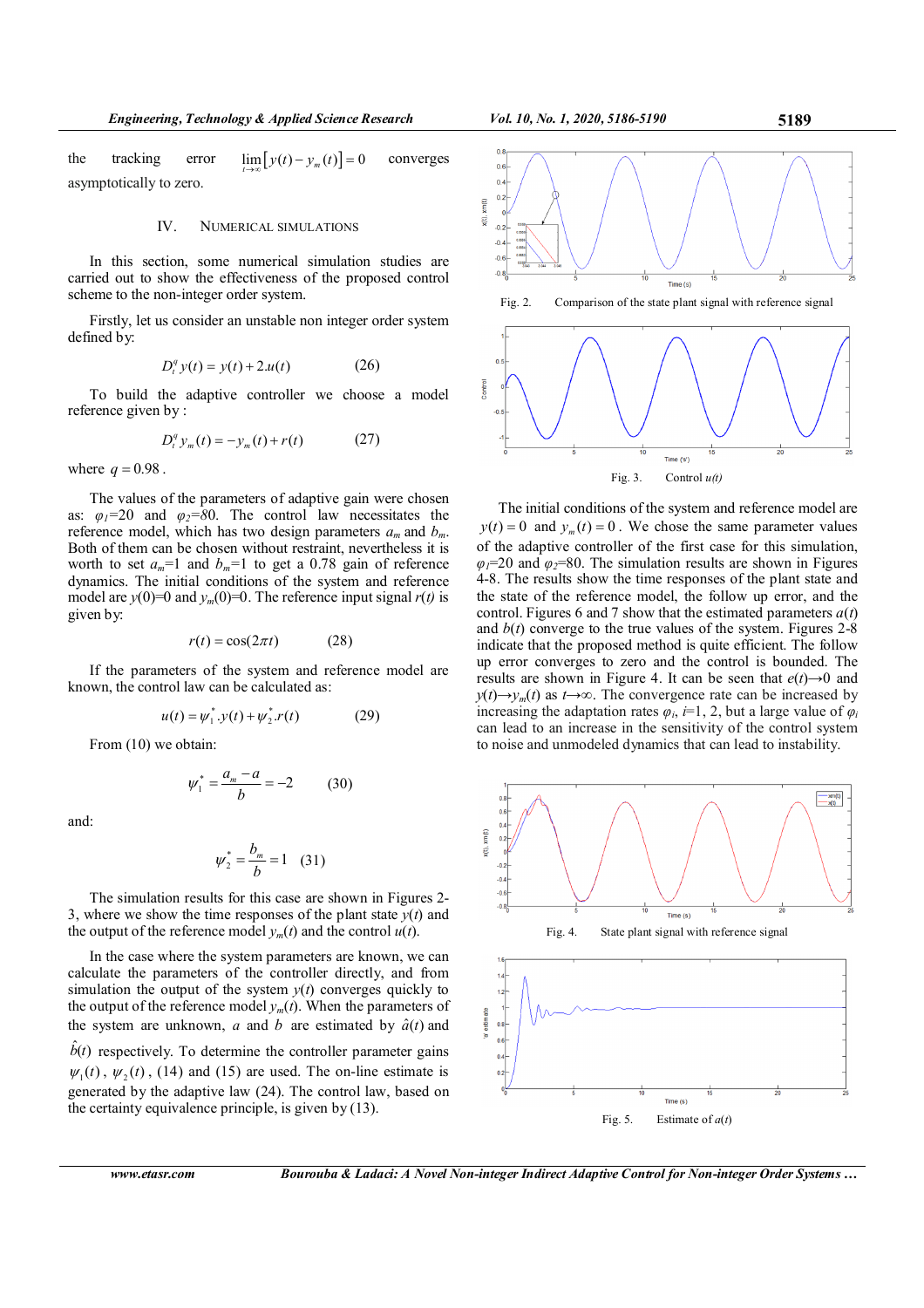the tracking error $\lim_{t\to\infty}[y(t)-y_m(t)]=0$ converges asymptotically to zero.

## IV. Numerical Simulations

In this section, some numerical simulation studies are carried out to show the effectiveness of the proposed control scheme to the non-integer order system.

Firstly, let us consider an unstable non integer order system defined by:

$$D_t^q y(t) = y(t) + 2.u(t) \qquad (26)$$

To build the adaptive controller we choose a model reference given by :

$$D_t^q y_m(t) = -y_m(t) + r(t) \qquad (27)$$

where $q = 0.98$.

The values of the parameters of adaptive gain were chosen as: $\varphi_1$=20 and $\varphi_2$=80. The control law necessitates the reference model, which has two design parameters $a_m$ and $b_m$. Both of them can be chosen without restraint, nevertheless it is worth to set $a_m$=1 and $b_m$=1 to get a 0.78 gain of reference dynamics. The initial conditions of the system and reference model are $y(0)$=0 and $y_m(0)$=0. The reference input signal $r(t)$ is given by:

$$r(t) = \cos(2\pi t) \qquad (28)$$

If the parameters of the system and reference model are known, the control law can be calculated as:

$$u(t) = \psi_1^*.y(t) + \psi_2^*.r(t) \qquad (29)$$

From (10) we obtain:

$$\psi_1^* = \frac{a_m - a}{b} = -2 \qquad (30)$$

and:

$$\psi_2^* = \frac{b_m}{b} = 1 \qquad (31)$$

The simulation results for this case are shown in Figures 2-3, where we show the time responses of the plant state $y(t)$ and the output of the reference model $y_m(t)$ and the control $u(t)$.

In the case where the system parameters are known, we can calculate the parameters of the controller directly, and from simulation the output of the system $y(t)$ converges quickly to the output of the reference model $y_m(t)$. When the parameters of the system are unknown, $a$ and $b$ are estimated by $\hat{a}(t)$ and $\hat{b}(t)$ respectively. To determine the controller parameter gains $\psi_1(t)$, $\psi_2(t)$, (14) and (15) are used. The on-line estimate is generated by the adaptive law (24). The control law, based on the certainty equivalence principle, is given by (13).

Fig. 2. Comparison of the state plant signal with reference signal

Fig. 3. Control $u(t)$

The initial conditions of the system and reference model are $y(t)=0$ and $y_m(t)=0$. We chose the same parameter values of the adaptive controller of the first case for this simulation, $\varphi_1$=20 and $\varphi_2$=80. The simulation results are shown in Figures 4-8. The results show the time responses of the plant state and the state of the reference model, the follow up error, and the control. Figures 6 and 7 show that the estimated parameters $a(t)$ and $b(t)$ converge to the true values of the system. Figures 2-8 indicate that the proposed method is quite efficient. The follow up error converges to zero and the control is bounded. The results are shown in Figure 4. It can be seen that $e(t)\to 0$ and $y(t)\to y_m(t)$ as $t\to\infty$. The convergence rate can be increased by increasing the adaptation rates $\varphi_i$, $i$=1, 2, but a large value of $\varphi_i$ can lead to an increase in the sensitivity of the control system to noise and unmodeled dynamics that can lead to instability.

Fig. 4. State plant signal with reference signal

Fig. 5. Estimate of $a(t)$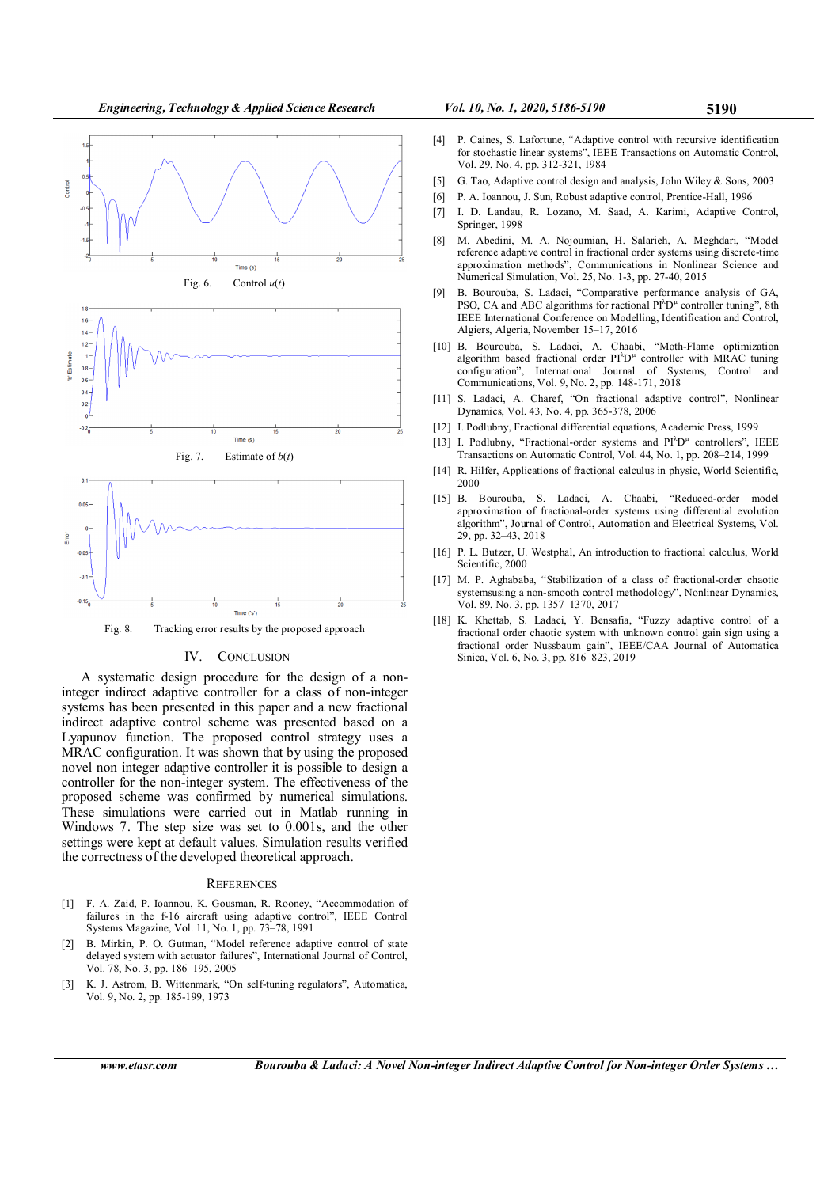Control

1.5

1

0.5

0

-0.5

-1

-1.5

-2

0 5 10 15 20 25

Time (s)

Fig. 6. Control $u(t)$

'b' Estimate

1.8

1.6

1.4

1.2

1

0.8

0.6

0.4

0.2

0

-0.2

0 5 10 15 20 25

Time (s)

Fig. 7. Estimate of $b(t)$

Error

0.1

0.05

0

-0.05

-0.1

-0.15

0 5 10 15 20 25

Time ('s')

Fig. 8. Tracking error results by the proposed approach

## IV. Conclusion

A systematic design procedure for the design of a non-integer indirect adaptive controller for a class of non-integer systems has been presented in this paper and a new fractional indirect adaptive control scheme was presented based on a Lyapunov function. The proposed control strategy uses a MRAC configuration. It was shown that by using the proposed novel non integer adaptive controller it is possible to design a controller for the non-integer system. The effectiveness of the proposed scheme was confirmed by numerical simulations. These simulations were carried out in Matlab running in Windows 7. The step size was set to 0.001s, and the other settings were kept at default values. Simulation results verified the correctness of the developed theoretical approach.

## References

[1] F. A. Zaid, P. Ioannou, K. Gousman, R. Rooney, "Accommodation of failures in the f-16 aircraft using adaptive control", IEEE Control Systems Magazine, Vol. 11, No. 1, pp. 73–78, 1991

[2] B. Mirkin, P. O. Gutman, "Model reference adaptive control of state delayed system with actuator failures", International Journal of Control, Vol. 78, No. 3, pp. 186–195, 2005

[3] K. J. Astrom, B. Wittenmark, "On self-tuning regulators", Automatica, Vol. 9, No. 2, pp. 185-199, 1973

[4] P. Caines, S. Lafortune, "Adaptive control with recursive identification for stochastic linear systems", IEEE Transactions on Automatic Control, Vol. 29, No. 4, pp. 312-321, 1984

[5] G. Tao, Adaptive control design and analysis, John Wiley & Sons, 2003

[6] P. A. Ioannou, J. Sun, Robust adaptive control, Prentice-Hall, 1996

[7] I. D. Landau, R. Lozano, M. Saad, A. Karimi, Adaptive Control, Springer, 1998

[8] M. Abedini, M. A. Nojoumian, H. Salarieh, A. Meghdari, "Model reference adaptive control in fractional order systems using discrete-time approximation methods", Communications in Nonlinear Science and Numerical Simulation, Vol. 25, No. 1-3, pp. 27-40, 2015

[9] B. Bourouba, S. Ladaci, "Comparative performance analysis of GA, PSO, CA and ABC algorithms for ractional $PI^{\lambda}D^{\mu}$ controller tuning", 8th IEEE International Conference on Modelling, Identification and Control, Algiers, Algeria, November 15–17, 2016

[10] B. Bourouba, S. Ladaci, A. Chaabi, "Moth-Flame optimization algorithm based fractional order $PI^{\lambda}D^{\mu}$ controller with MRAC tuning configuration", International Journal of Systems, Control and Communications, Vol. 9, No. 2, pp. 148-171, 2018

[11] S. Ladaci, A. Charef, "On fractional adaptive control", Nonlinear Dynamics, Vol. 43, No. 4, pp. 365-378, 2006

[12] I. Podlubny, Fractional differential equations, Academic Press, 1999

[13] I. Podlubny, "Fractional-order systems and $PI^{\lambda}D^{\mu}$ controllers", IEEE Transactions on Automatic Control, Vol. 44, No. 1, pp. 208–214, 1999

[14] R. Hilfer, Applications of fractional calculus in physic, World Scientific, 2000

[15] B. Bourouba, S. Ladaci, A. Chaabi, "Reduced-order model approximation of fractional-order systems using differential evolution algorithm", Journal of Control, Automation and Electrical Systems, Vol. 29, pp. 32–43, 2018

[16] P. L. Butzer, U. Westphal, An introduction to fractional calculus, World Scientific, 2000

[17] M. P. Aghababa, "Stabilization of a class of fractional-order chaotic systemsusing a non-smooth control methodology", Nonlinear Dynamics, Vol. 89, No. 3, pp. 1357–1370, 2017

[18] K. Khettab, S. Ladaci, Y. Bensafia, "Fuzzy adaptive control of a fractional order chaotic system with unknown control gain sign using a fractional order Nussbaum gain", IEEE/CAA Journal of Automatica Sinica, Vol. 6, No. 3, pp. 816–823, 2019